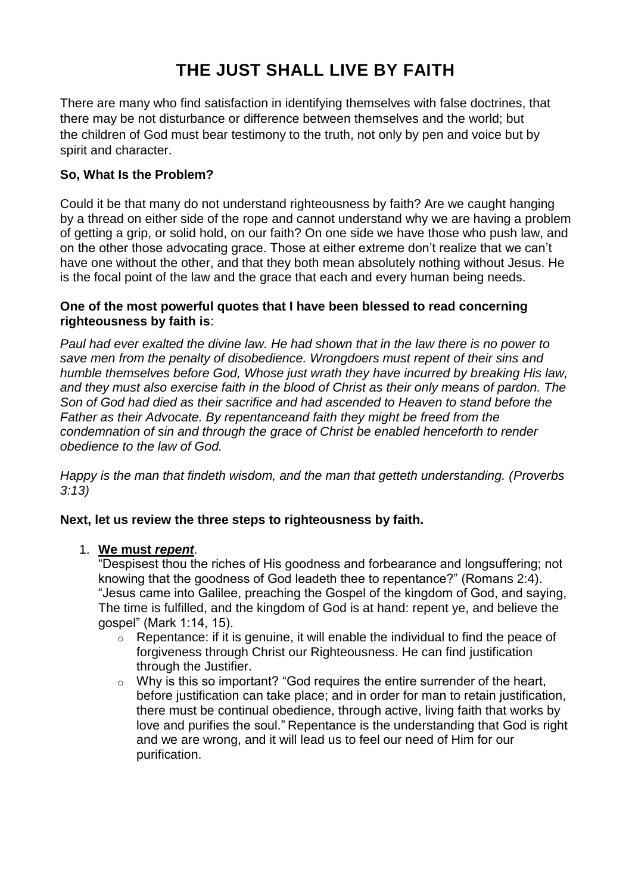# THE JUST SHALL LIVE BY FAITH

There are many who find satisfaction in identifying themselves with false doctrines, that there may be not disturbance or difference between themselves and the world; but the children of God must bear testimony to the truth, not only by pen and voice but by spirit and character.

**So, What Is the Problem?**

Could it be that many do not understand righteousness by faith? Are we caught hanging by a thread on either side of the rope and cannot understand why we are having a problem of getting a grip, or solid hold, on our faith? On one side we have those who push law, and on the other those advocating grace. Those at either extreme don't realize that we can't have one without the other, and that they both mean absolutely nothing without Jesus. He is the focal point of the law and the grace that each and every human being needs.

**One of the most powerful quotes that I have been blessed to read concerning righteousness by faith is**:

*Paul had ever exalted the divine law. He had shown that in the law there is no power to save men from the penalty of disobedience. Wrongdoers must repent of their sins and humble themselves before God, Whose just wrath they have incurred by breaking His law, and they must also exercise faith in the blood of Christ as their only means of pardon. The Son of God had died as their sacrifice and had ascended to Heaven to stand before the Father as their Advocate. By repentanceand faith they might be freed from the condemnation of sin and through the grace of Christ be enabled henceforth to render obedience to the law of God.*

*Happy is the man that findeth wisdom, and the man that getteth understanding. (Proverbs 3:13)*

**Next, let us review the three steps to righteousness by faith.**

1. **We must *repent***.
   "Despisest thou the riches of His goodness and forbearance and longsuffering; not knowing that the goodness of God leadeth thee to repentance?" (Romans 2:4). "Jesus came into Galilee, preaching the Gospel of the kingdom of God, and saying, The time is fulfilled, and the kingdom of God is at hand: repent ye, and believe the gospel" (Mark 1:14, 15).
   - Repentance: if it is genuine, it will enable the individual to find the peace of forgiveness through Christ our Righteousness. He can find justification through the Justifier.
   - Why is this so important? "God requires the entire surrender of the heart, before justification can take place; and in order for man to retain justification, there must be continual obedience, through active, living faith that works by love and purifies the soul." Repentance is the understanding that God is right and we are wrong, and it will lead us to feel our need of Him for our purification.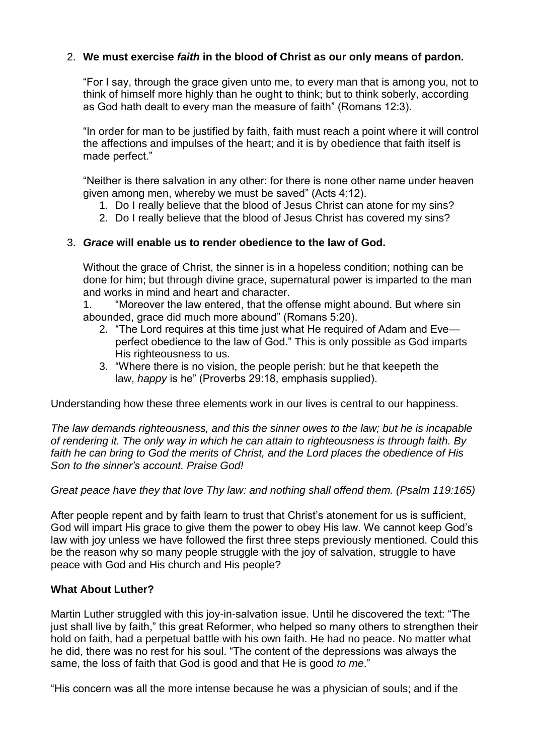2. **We must exercise *faith* in the blood of Christ as our only means of pardon.**

   "For I say, through the grace given unto me, to every man that is among you, not to think of himself more highly than he ought to think; but to think soberly, according as God hath dealt to every man the measure of faith" (Romans 12:3).

   "In order for man to be justified by faith, faith must reach a point where it will control the affections and impulses of the heart; and it is by obedience that faith itself is made perfect."

   "Neither is there salvation in any other: for there is none other name under heaven given among men, whereby we must be saved" (Acts 4:12).

   1. Do I really believe that the blood of Jesus Christ can atone for my sins?
   2. Do I really believe that the blood of Jesus Christ has covered my sins?

3. ***Grace* will enable us to render obedience to the law of God.**

   Without the grace of Christ, the sinner is in a hopeless condition; nothing can be done for him; but through divine grace, supernatural power is imparted to the man and works in mind and heart and character.

   1. "Moreover the law entered, that the offense might abound. But where sin abounded, grace did much more abound" (Romans 5:20).
   2. "The Lord requires at this time just what He required of Adam and Eve—perfect obedience to the law of God." This is only possible as God imparts His righteousness to us.
   3. "Where there is no vision, the people perish: but he that keepeth the law, *happy* is he" (Proverbs 29:18, emphasis supplied).

Understanding how these three elements work in our lives is central to our happiness.

*The law demands righteousness, and this the sinner owes to the law; but he is incapable of rendering it. The only way in which he can attain to righteousness is through faith. By faith he can bring to God the merits of Christ, and the Lord places the obedience of His Son to the sinner's account. Praise God!*

*Great peace have they that love Thy law: and nothing shall offend them. (Psalm 119:165)*

After people repent and by faith learn to trust that Christ's atonement for us is sufficient, God will impart His grace to give them the power to obey His law. We cannot keep God's law with joy unless we have followed the first three steps previously mentioned. Could this be the reason why so many people struggle with the joy of salvation, struggle to have peace with God and His church and His people?

**What About Luther?**

Martin Luther struggled with this joy-in-salvation issue. Until he discovered the text: "The just shall live by faith," this great Reformer, who helped so many others to strengthen their hold on faith, had a perpetual battle with his own faith. He had no peace. No matter what he did, there was no rest for his soul. "The content of the depressions was always the same, the loss of faith that God is good and that He is good *to me*."

"His concern was all the more intense because he was a physician of souls; and if the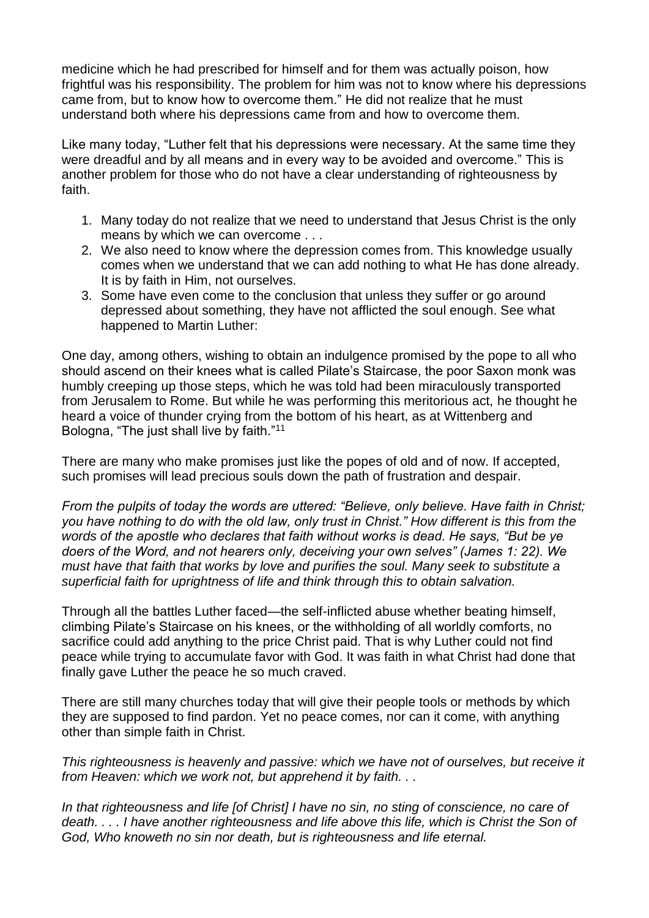medicine which he had prescribed for himself and for them was actually poison, how frightful was his responsibility. The problem for him was not to know where his depressions came from, but to know how to overcome them." He did not realize that he must understand both where his depressions came from and how to overcome them.

Like many today, "Luther felt that his depressions were necessary. At the same time they were dreadful and by all means and in every way to be avoided and overcome." This is another problem for those who do not have a clear understanding of righteousness by faith.

1. Many today do not realize that we need to understand that Jesus Christ is the only means by which we can overcome . . .
2. We also need to know where the depression comes from. This knowledge usually comes when we understand that we can add nothing to what He has done already. It is by faith in Him, not ourselves.
3. Some have even come to the conclusion that unless they suffer or go around depressed about something, they have not afflicted the soul enough. See what happened to Martin Luther:

One day, among others, wishing to obtain an indulgence promised by the pope to all who should ascend on their knees what is called Pilate's Staircase, the poor Saxon monk was humbly creeping up those steps, which he was told had been miraculously transported from Jerusalem to Rome. But while he was performing this meritorious act, he thought he heard a voice of thunder crying from the bottom of his heart, as at Wittenberg and Bologna, "The just shall live by faith."[11]

There are many who make promises just like the popes of old and of now. If accepted, such promises will lead precious souls down the path of frustration and despair.

*From the pulpits of today the words are uttered: "Believe, only believe. Have faith in Christ; you have nothing to do with the old law, only trust in Christ." How different is this from the words of the apostle who declares that faith without works is dead. He says, "But be ye doers of the Word, and not hearers only, deceiving your own selves" (James 1: 22). We must have that faith that works by love and purifies the soul. Many seek to substitute a superficial faith for uprightness of life and think through this to obtain salvation.*

Through all the battles Luther faced—the self-inflicted abuse whether beating himself, climbing Pilate's Staircase on his knees, or the withholding of all worldly comforts, no sacrifice could add anything to the price Christ paid. That is why Luther could not find peace while trying to accumulate favor with God. It was faith in what Christ had done that finally gave Luther the peace he so much craved.

There are still many churches today that will give their people tools or methods by which they are supposed to find pardon. Yet no peace comes, nor can it come, with anything other than simple faith in Christ.

*This righteousness is heavenly and passive: which we have not of ourselves, but receive it from Heaven: which we work not, but apprehend it by faith. . .*

*In that righteousness and life [of Christ] I have no sin, no sting of conscience, no care of death. . . . I have another righteousness and life above this life, which is Christ the Son of God, Who knoweth no sin nor death, but is righteousness and life eternal.*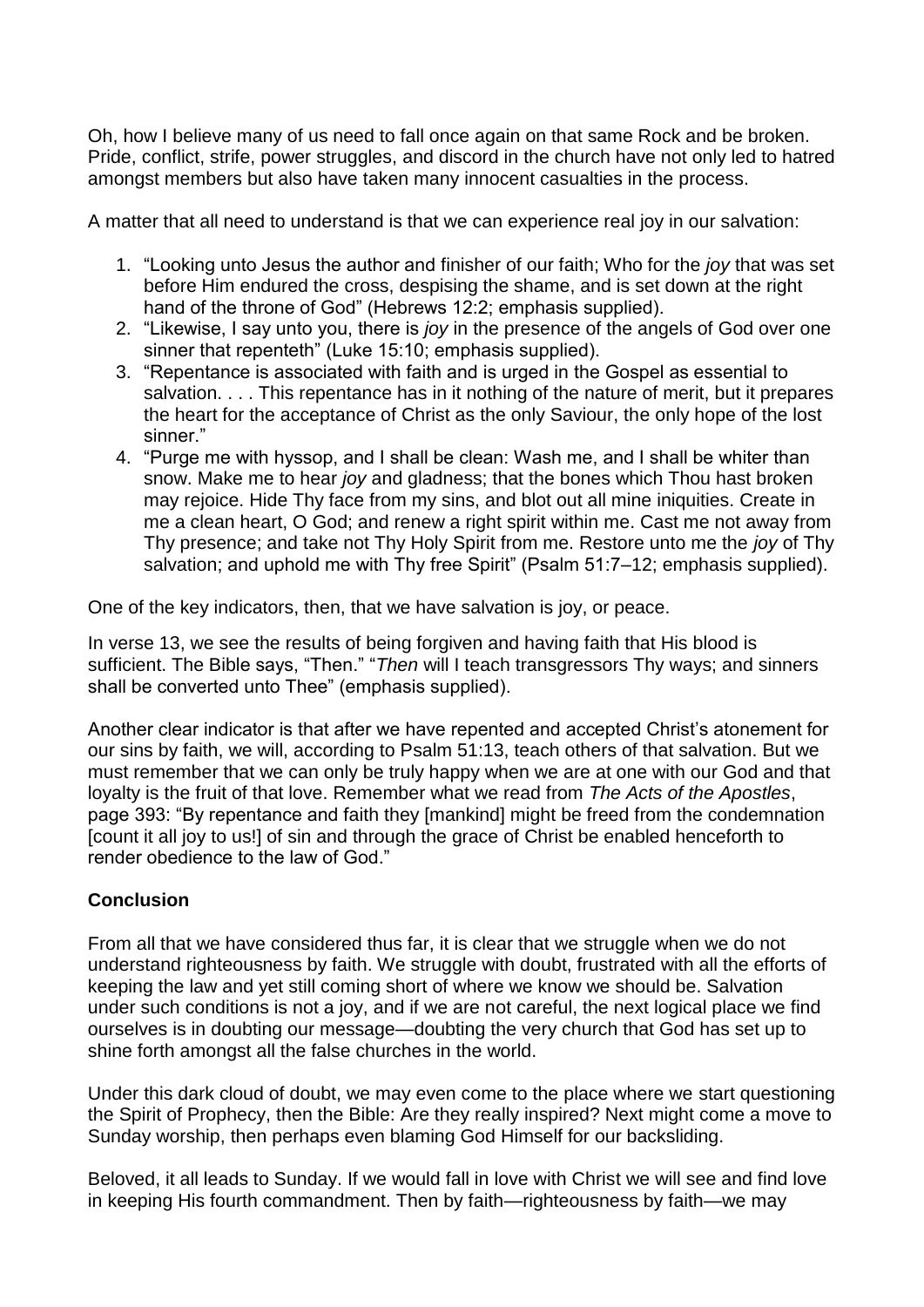Oh, how I believe many of us need to fall once again on that same Rock and be broken. Pride, conflict, strife, power struggles, and discord in the church have not only led to hatred amongst members but also have taken many innocent casualties in the process.

A matter that all need to understand is that we can experience real joy in our salvation:

1. "Looking unto Jesus the author and finisher of our faith; Who for the *joy* that was set before Him endured the cross, despising the shame, and is set down at the right hand of the throne of God" (Hebrews 12:2; emphasis supplied).
2. "Likewise, I say unto you, there is *joy* in the presence of the angels of God over one sinner that repenteth" (Luke 15:10; emphasis supplied).
3. "Repentance is associated with faith and is urged in the Gospel as essential to salvation. . . . This repentance has in it nothing of the nature of merit, but it prepares the heart for the acceptance of Christ as the only Saviour, the only hope of the lost sinner."
4. "Purge me with hyssop, and I shall be clean: Wash me, and I shall be whiter than snow. Make me to hear *joy* and gladness; that the bones which Thou hast broken may rejoice. Hide Thy face from my sins, and blot out all mine iniquities. Create in me a clean heart, O God; and renew a right spirit within me. Cast me not away from Thy presence; and take not Thy Holy Spirit from me. Restore unto me the *joy* of Thy salvation; and uphold me with Thy free Spirit" (Psalm 51:7–12; emphasis supplied).

One of the key indicators, then, that we have salvation is joy, or peace.

In verse 13, we see the results of being forgiven and having faith that His blood is sufficient. The Bible says, "Then." "*Then* will I teach transgressors Thy ways; and sinners shall be converted unto Thee" (emphasis supplied).

Another clear indicator is that after we have repented and accepted Christ's atonement for our sins by faith, we will, according to Psalm 51:13, teach others of that salvation. But we must remember that we can only be truly happy when we are at one with our God and that loyalty is the fruit of that love. Remember what we read from *The Acts of the Apostles*, page 393: "By repentance and faith they [mankind] might be freed from the condemnation [count it all joy to us!] of sin and through the grace of Christ be enabled henceforth to render obedience to the law of God."

**Conclusion**

From all that we have considered thus far, it is clear that we struggle when we do not understand righteousness by faith. We struggle with doubt, frustrated with all the efforts of keeping the law and yet still coming short of where we know we should be. Salvation under such conditions is not a joy, and if we are not careful, the next logical place we find ourselves is in doubting our message—doubting the very church that God has set up to shine forth amongst all the false churches in the world.

Under this dark cloud of doubt, we may even come to the place where we start questioning the Spirit of Prophecy, then the Bible: Are they really inspired? Next might come a move to Sunday worship, then perhaps even blaming God Himself for our backsliding.

Beloved, it all leads to Sunday. If we would fall in love with Christ we will see and find love in keeping His fourth commandment. Then by faith—righteousness by faith—we may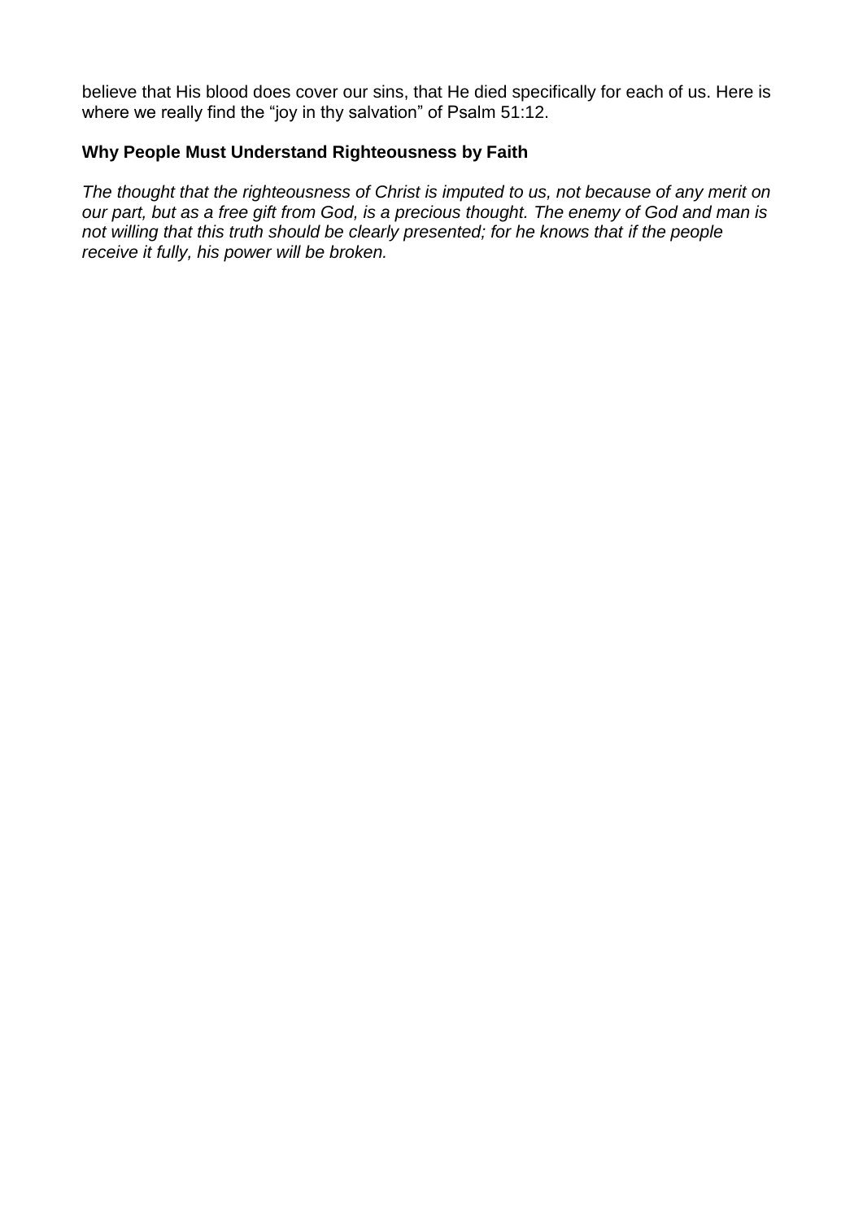believe that His blood does cover our sins, that He died specifically for each of us. Here is where we really find the "joy in thy salvation" of Psalm 51:12.

**Why People Must Understand Righteousness by Faith**

*The thought that the righteousness of Christ is imputed to us, not because of any merit on our part, but as a free gift from God, is a precious thought. The enemy of God and man is not willing that this truth should be clearly presented; for he knows that if the people receive it fully, his power will be broken.*